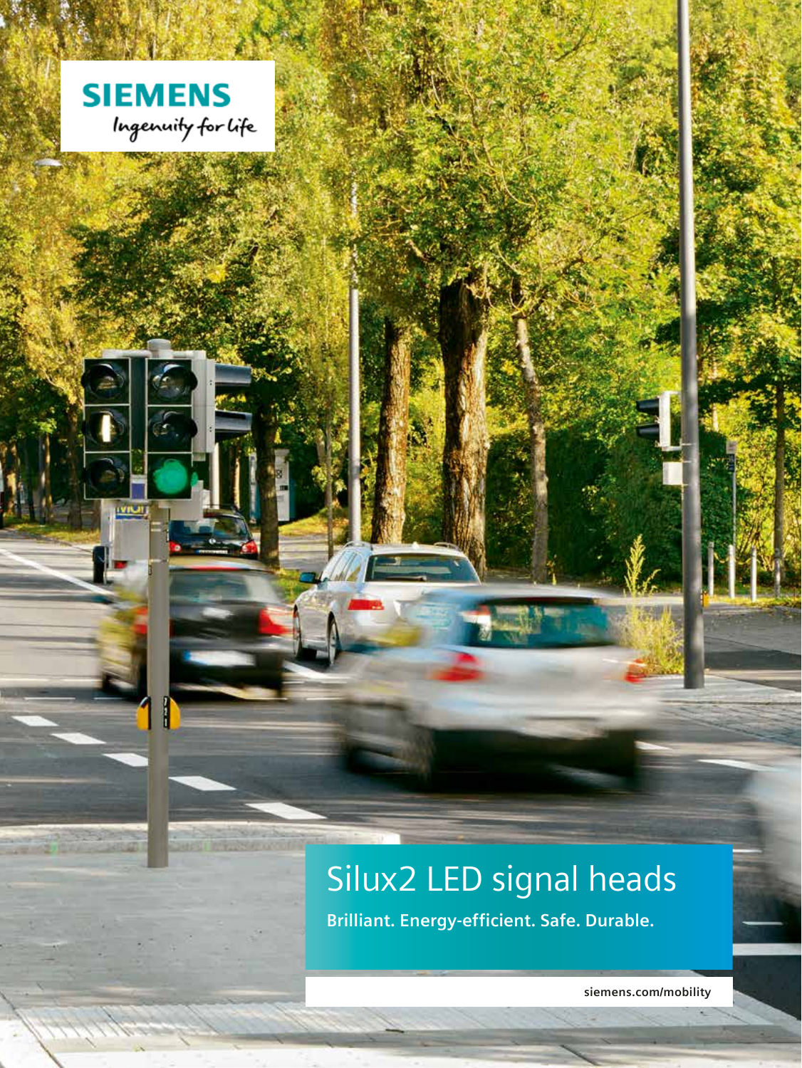SIEMENS

Ingenuity for life

# Silux2 LED signal heads

**Brilliant. Energy-efficient. Safe. Durable.**

siemens.com/mobility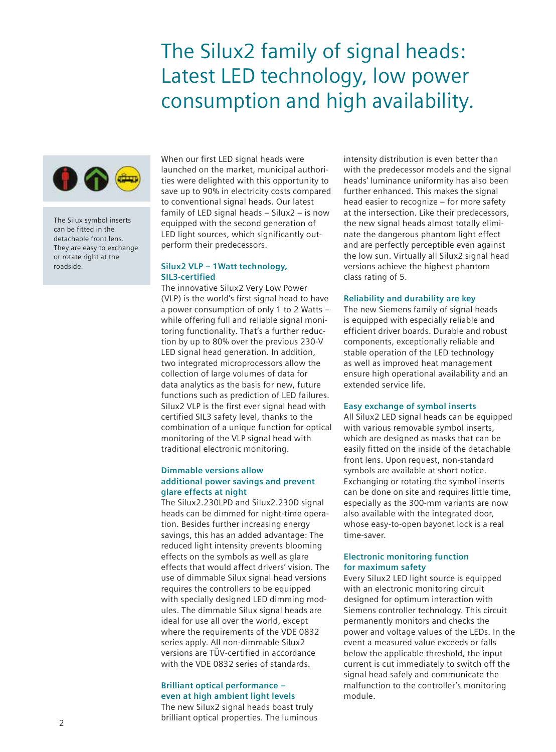# The Silux2 family of signal heads: Latest LED technology, low power consumption and high availability.

The Silux symbol inserts can be fitted in the detachable front lens. They are easy to exchange or rotate right at the roadside.

When our first LED signal heads were launched on the market, municipal authorities were delighted with this opportunity to save up to 90% in electricity costs compared to conventional signal heads. Our latest family of LED signal heads – Silux2 – is now equipped with the second generation of LED light sources, which significantly outperform their predecessors.

### Silux2 VLP – 1Watt technology, SIL3-certified

The innovative Silux2 Very Low Power (VLP) is the world's first signal head to have a power consumption of only 1 to 2 Watts – while offering full and reliable signal monitoring functionality. That's a further reduction by up to 80% over the previous 230-V LED signal head generation. In addition, two integrated microprocessors allow the collection of large volumes of data for data analytics as the basis for new, future functions such as prediction of LED failures. Silux2 VLP is the first ever signal head with certified SIL3 safety level, thanks to the combination of a unique function for optical monitoring of the VLP signal head with traditional electronic monitoring.

### Dimmable versions allow additional power savings and prevent glare effects at night

The Silux2.230LPD and Silux2.230D signal heads can be dimmed for night-time operation. Besides further increasing energy savings, this has an added advantage: The reduced light intensity prevents blooming effects on the symbols as well as glare effects that would affect drivers' vision. The use of dimmable Silux signal head versions requires the controllers to be equipped with specially designed LED dimming modules. The dimmable Silux signal heads are ideal for use all over the world, except where the requirements of the VDE 0832 series apply. All non-dimmable Silux2 versions are TÜV-certified in accordance with the VDE 0832 series of standards.

### Brilliant optical performance – even at high ambient light levels

The new Silux2 signal heads boast truly brilliant optical properties. The luminous intensity distribution is even better than with the predecessor models and the signal heads' luminance uniformity has also been further enhanced. This makes the signal head easier to recognize – for more safety at the intersection. Like their predecessors, the new signal heads almost totally eliminate the dangerous phantom light effect and are perfectly perceptible even against the low sun. Virtually all Silux2 signal head versions achieve the highest phantom class rating of 5.

### Reliability and durability are key

The new Siemens family of signal heads is equipped with especially reliable and efficient driver boards. Durable and robust components, exceptionally reliable and stable operation of the LED technology as well as improved heat management ensure high operational availability and an extended service life.

### Easy exchange of symbol inserts

All Silux2 LED signal heads can be equipped with various removable symbol inserts, which are designed as masks that can be easily fitted on the inside of the detachable front lens. Upon request, non-standard symbols are available at short notice. Exchanging or rotating the symbol inserts can be done on site and requires little time, especially as the 300-mm variants are now also available with the integrated door, whose easy-to-open bayonet lock is a real time-saver.

### Electronic monitoring function for maximum safety

Every Silux2 LED light source is equipped with an electronic monitoring circuit designed for optimum interaction with Siemens controller technology. This circuit permanently monitors and checks the power and voltage values of the LEDs. In the event a measured value exceeds or falls below the applicable threshold, the input current is cut immediately to switch off the signal head safely and communicate the malfunction to the controller's monitoring module.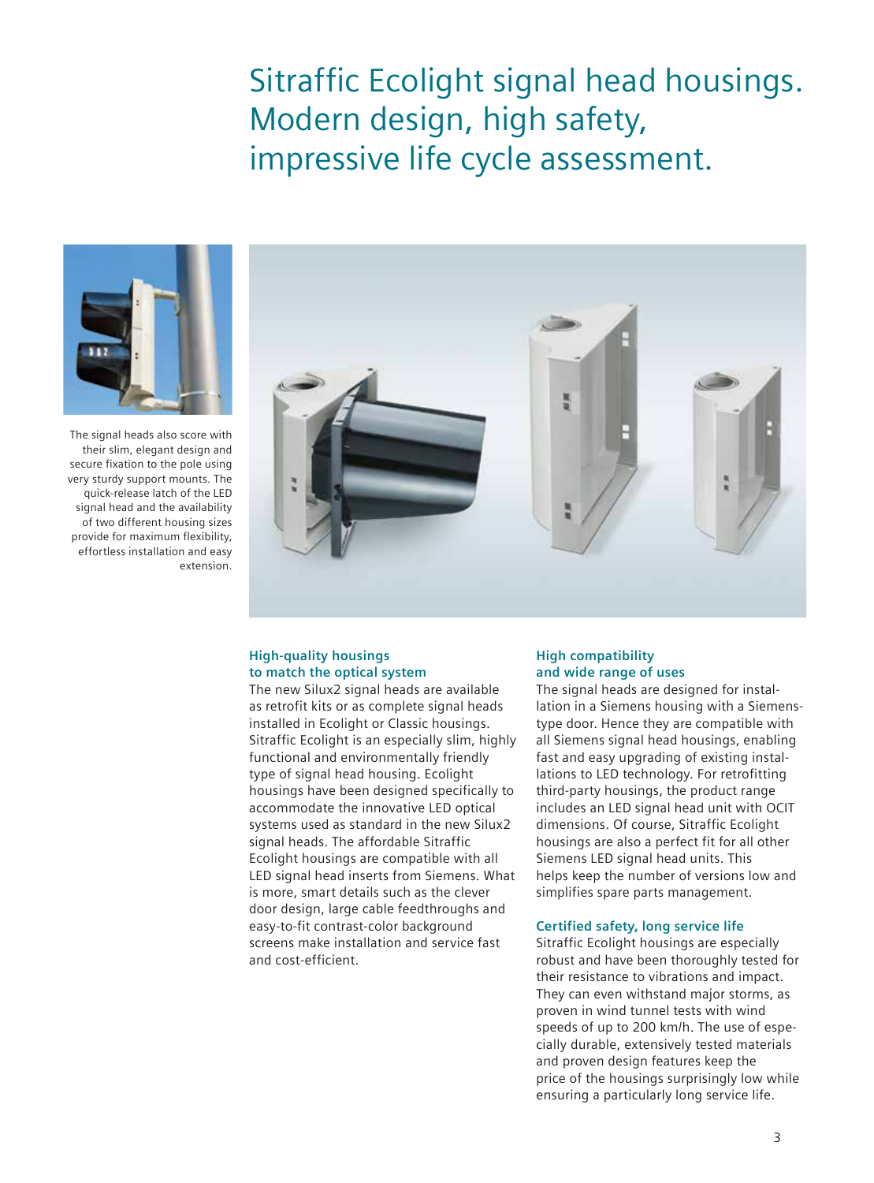# Sitraffic Ecolight signal head housings. Modern design, high safety, impressive life cycle assessment.

The signal heads also score with their slim, elegant design and secure fixation to the pole using very sturdy support mounts. The quick-release latch of the LED signal head and the availability of two different housing sizes provide for maximum flexibility, effortless installation and easy extension.

### High-quality housings to match the optical system

The new Silux2 signal heads are available as retrofit kits or as complete signal heads installed in Ecolight or Classic housings. Sitraffic Ecolight is an especially slim, highly functional and environmentally friendly type of signal head housing. Ecolight housings have been designed specifically to accommodate the innovative LED optical systems used as standard in the new Silux2 signal heads. The affordable Sitraffic Ecolight housings are compatible with all LED signal head inserts from Siemens. What is more, smart details such as the clever door design, large cable feedthroughs and easy-to-fit contrast-color background screens make installation and service fast and cost-efficient.

### High compatibility and wide range of uses

The signal heads are designed for installation in a Siemens housing with a Siemens-type door. Hence they are compatible with all Siemens signal head housings, enabling fast and easy upgrading of existing installations to LED technology. For retrofitting third-party housings, the product range includes an LED signal head unit with OCIT dimensions. Of course, Sitraffic Ecolight housings are also a perfect fit for all other Siemens LED signal head units. This helps keep the number of versions low and simplifies spare parts management.

### Certified safety, long service life

Sitraffic Ecolight housings are especially robust and have been thoroughly tested for their resistance to vibrations and impact. They can even withstand major storms, as proven in wind tunnel tests with wind speeds of up to 200 km/h. The use of especially durable, extensively tested materials and proven design features keep the price of the housings surprisingly low while ensuring a particularly long service life.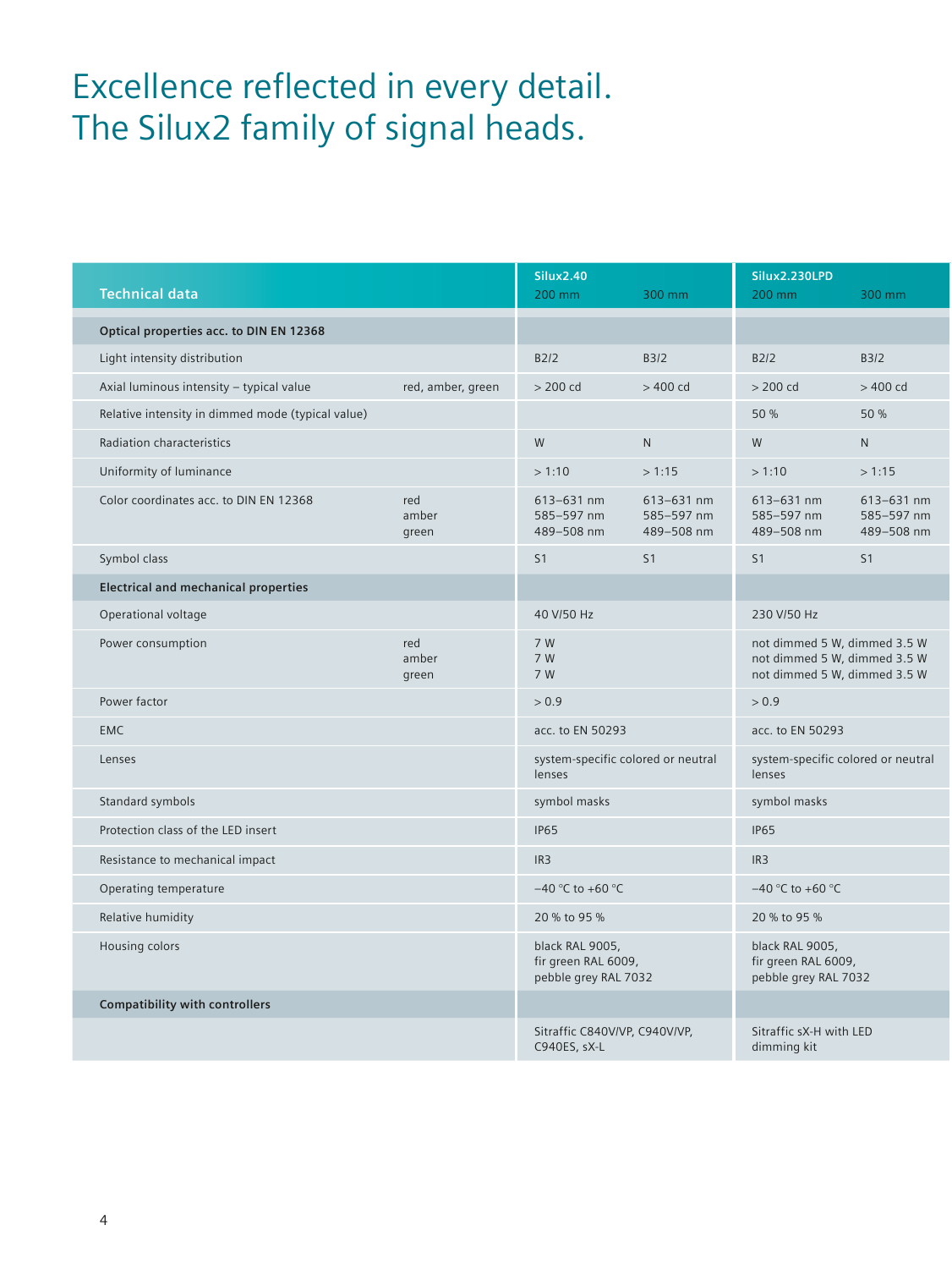# Excellence reflected in every detail. The Silux2 family of signal heads.

| Technical data | | Silux2.40 200 mm | Silux2.40 300 mm | Silux2.230LPD 200 mm | Silux2.230LPD 300 mm |
|---|---|---|---|---|---|
| **Optical properties acc. to DIN EN 12368** | | | | | |
| Light intensity distribution | | B2/2 | B3/2 | B2/2 | B3/2 |
| Axial luminous intensity – typical value | red, amber, green | > 200 cd | > 400 cd | > 200 cd | > 400 cd |
| Relative intensity in dimmed mode (typical value) | | | | 50 % | 50 % |
| Radiation characteristics | | W | N | W | N |
| Uniformity of luminance | | > 1:10 | > 1:15 | > 1:10 | > 1:15 |
| Color coordinates acc. to DIN EN 12368 | red<br>amber<br>green | 613–631 nm<br>585–597 nm<br>489–508 nm | 613–631 nm<br>585–597 nm<br>489–508 nm | 613–631 nm<br>585–597 nm<br>489–508 nm | 613–631 nm<br>585–597 nm<br>489–508 nm |
| Symbol class | | S1 | S1 | S1 | S1 |
| **Electrical and mechanical properties** | | | | | |
| Operational voltage | | 40 V/50 Hz | | 230 V/50 Hz | |
| Power consumption | red<br>amber<br>green | 7 W<br>7 W<br>7 W | | not dimmed 5 W, dimmed 3.5 W<br>not dimmed 5 W, dimmed 3.5 W<br>not dimmed 5 W, dimmed 3.5 W | |
| Power factor | | > 0.9 | | > 0.9 | |
| EMC | | acc. to EN 50293 | | acc. to EN 50293 | |
| Lenses | | system-specific colored or neutral lenses | | system-specific colored or neutral lenses | |
| Standard symbols | | symbol masks | | symbol masks | |
| Protection class of the LED insert | | IP65 | | IP65 | |
| Resistance to mechanical impact | | IR3 | | IR3 | |
| Operating temperature | | −40 °C to +60 °C | | −40 °C to +60 °C | |
| Relative humidity | | 20 % to 95 % | | 20 % to 95 % | |
| Housing colors | | black RAL 9005,<br>fir green RAL 6009,<br>pebble grey RAL 7032 | | black RAL 9005,<br>fir green RAL 6009,<br>pebble grey RAL 7032 | |
| **Compatibility with controllers** | | | | | |
| | | Sitraffic C840V/VP, C940V/VP, C940ES, sX-L | | Sitraffic sX-H with LED dimming kit | |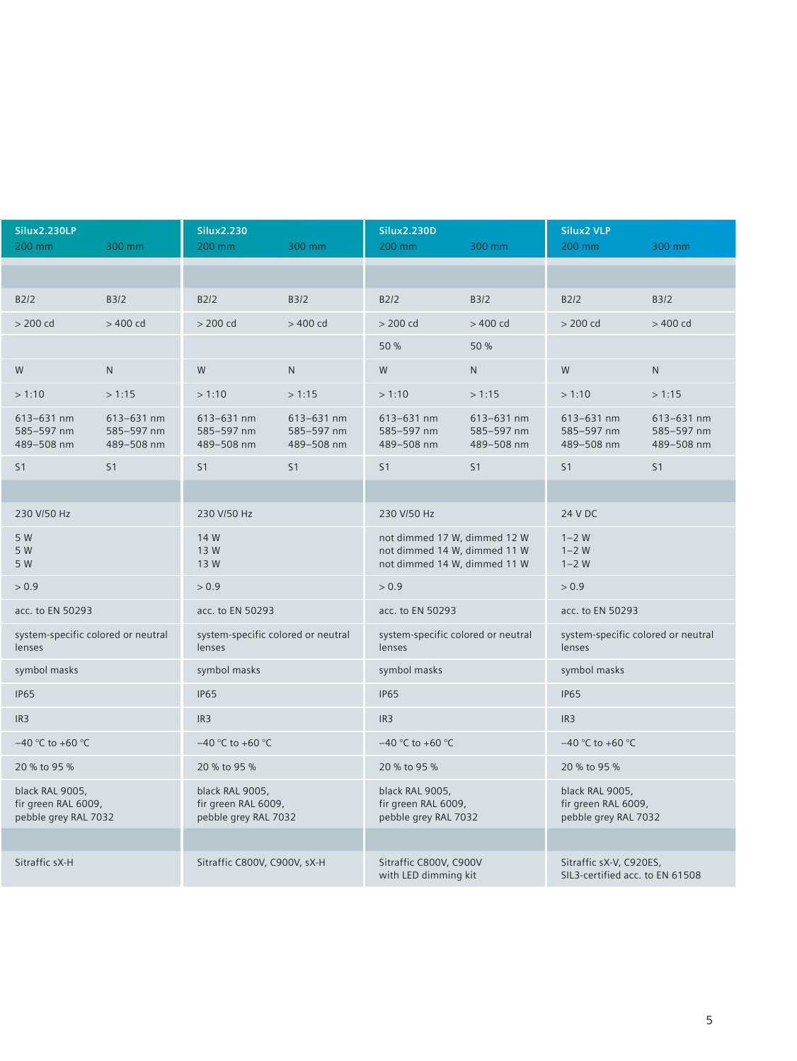| Silux2.230LP | | Silux2.230 | | Silux2.230D | | Silux2 VLP | |
|---|---|---|---|---|---|---|---|
| 200 mm | 300 mm | 200 mm | 300 mm | 200 mm | 300 mm | 200 mm | 300 mm |
| | | | | | | | |
| B2/2 | B3/2 | B2/2 | B3/2 | B2/2 | B3/2 | B2/2 | B3/2 |
| > 200 cd | > 400 cd | > 200 cd | > 400 cd | > 200 cd | > 400 cd | > 200 cd | > 400 cd |
| | | | | 50 % | 50 % | | |
| W | N | W | N | W | N | W | N |
| > 1:10 | > 1:15 | > 1:10 | > 1:15 | > 1:10 | > 1:15 | > 1:10 | > 1:15 |
| 613–631 nm<br>585–597 nm<br>489–508 nm | 613–631 nm<br>585–597 nm<br>489–508 nm | 613–631 nm<br>585–597 nm<br>489–508 nm | 613–631 nm<br>585–597 nm<br>489–508 nm | 613–631 nm<br>585–597 nm<br>489–508 nm | 613–631 nm<br>585–597 nm<br>489–508 nm | 613–631 nm<br>585–597 nm<br>489–508 nm | 613–631 nm<br>585–597 nm<br>489–508 nm |
| S1 | S1 | S1 | S1 | S1 | S1 | S1 | S1 |
| | | | | | | | |
| 230 V/50 Hz | | 230 V/50 Hz | | 230 V/50 Hz | | 24 V DC | |
| 5 W<br>5 W<br>5 W | | 14 W<br>13 W<br>13 W | | not dimmed 17 W, dimmed 12 W<br>not dimmed 14 W, dimmed 11 W<br>not dimmed 14 W, dimmed 11 W | | 1–2 W<br>1–2 W<br>1–2 W | |
| > 0.9 | | > 0.9 | | > 0.9 | | > 0.9 | |
| acc. to EN 50293 | | acc. to EN 50293 | | acc. to EN 50293 | | acc. to EN 50293 | |
| system-specific colored or neutral lenses | | system-specific colored or neutral lenses | | system-specific colored or neutral lenses | | system-specific colored or neutral lenses | |
| symbol masks | | symbol masks | | symbol masks | | symbol masks | |
| IP65 | | IP65 | | IP65 | | IP65 | |
| IR3 | | IR3 | | IR3 | | IR3 | |
| −40 °C to +60 °C | | −40 °C to +60 °C | | −40 °C to +60 °C | | −40 °C to +60 °C | |
| 20 % to 95 % | | 20 % to 95 % | | 20 % to 95 % | | 20 % to 95 % | |
| black RAL 9005,<br>fir green RAL 6009,<br>pebble grey RAL 7032 | | black RAL 9005,<br>fir green RAL 6009,<br>pebble grey RAL 7032 | | black RAL 9005,<br>fir green RAL 6009,<br>pebble grey RAL 7032 | | black RAL 9005,<br>fir green RAL 6009,<br>pebble grey RAL 7032 | |
| | | | | | | | |
| Sitraffic sX-H | | Sitraffic C800V, C900V, sX-H | | Sitraffic C800V, C900V with LED dimming kit | | Sitraffic sX-V, C920ES, SIL3-certified acc. to EN 61508 | |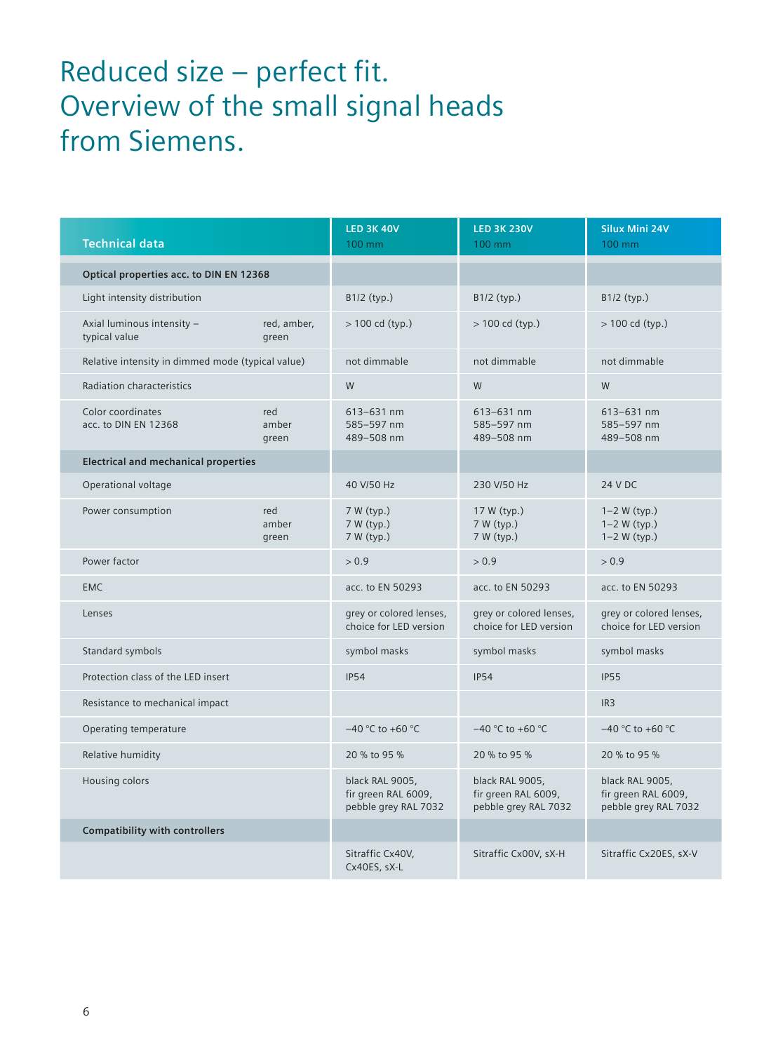# Reduced size – perfect fit. Overview of the small signal heads from Siemens.

| Technical data | | LED 3K 40V 100 mm | LED 3K 230V 100 mm | Silux Mini 24V 100 mm |
|---|---|---|---|---|
| **Optical properties acc. to DIN EN 12368** | | | | |
| Light intensity distribution | | B1/2 (typ.) | B1/2 (typ.) | B1/2 (typ.) |
| Axial luminous intensity – typical value | red, amber, green | > 100 cd (typ.) | > 100 cd (typ.) | > 100 cd (typ.) |
| Relative intensity in dimmed mode (typical value) | | not dimmable | not dimmable | not dimmable |
| Radiation characteristics | | W | W | W |
| Color coordinates acc. to DIN EN 12368 | red<br>amber<br>green | 613–631 nm<br>585–597 nm<br>489–508 nm | 613–631 nm<br>585–597 nm<br>489–508 nm | 613–631 nm<br>585–597 nm<br>489–508 nm |
| **Electrical and mechanical properties** | | | | |
| Operational voltage | | 40 V/50 Hz | 230 V/50 Hz | 24 V DC |
| Power consumption | red<br>amber<br>green | 7 W (typ.)<br>7 W (typ.)<br>7 W (typ.) | 17 W (typ.)<br>7 W (typ.)<br>7 W (typ.) | 1–2 W (typ.)<br>1–2 W (typ.)<br>1–2 W (typ.) |
| Power factor | | > 0.9 | > 0.9 | > 0.9 |
| EMC | | acc. to EN 50293 | acc. to EN 50293 | acc. to EN 50293 |
| Lenses | | grey or colored lenses, choice for LED version | grey or colored lenses, choice for LED version | grey or colored lenses, choice for LED version |
| Standard symbols | | symbol masks | symbol masks | symbol masks |
| Protection class of the LED insert | | IP54 | IP54 | IP55 |
| Resistance to mechanical impact | | | | IR3 |
| Operating temperature | | –40 °C to +60 °C | –40 °C to +60 °C | –40 °C to +60 °C |
| Relative humidity | | 20 % to 95 % | 20 % to 95 % | 20 % to 95 % |
| Housing colors | | black RAL 9005,<br>fir green RAL 6009,<br>pebble grey RAL 7032 | black RAL 9005,<br>fir green RAL 6009,<br>pebble grey RAL 7032 | black RAL 9005,<br>fir green RAL 6009,<br>pebble grey RAL 7032 |
| **Compatibility with controllers** | | | | |
| | | Sitraffic Cx40V, Cx40ES, sX-L | Sitraffic Cx00V, sX-H | Sitraffic Cx20ES, sX-V |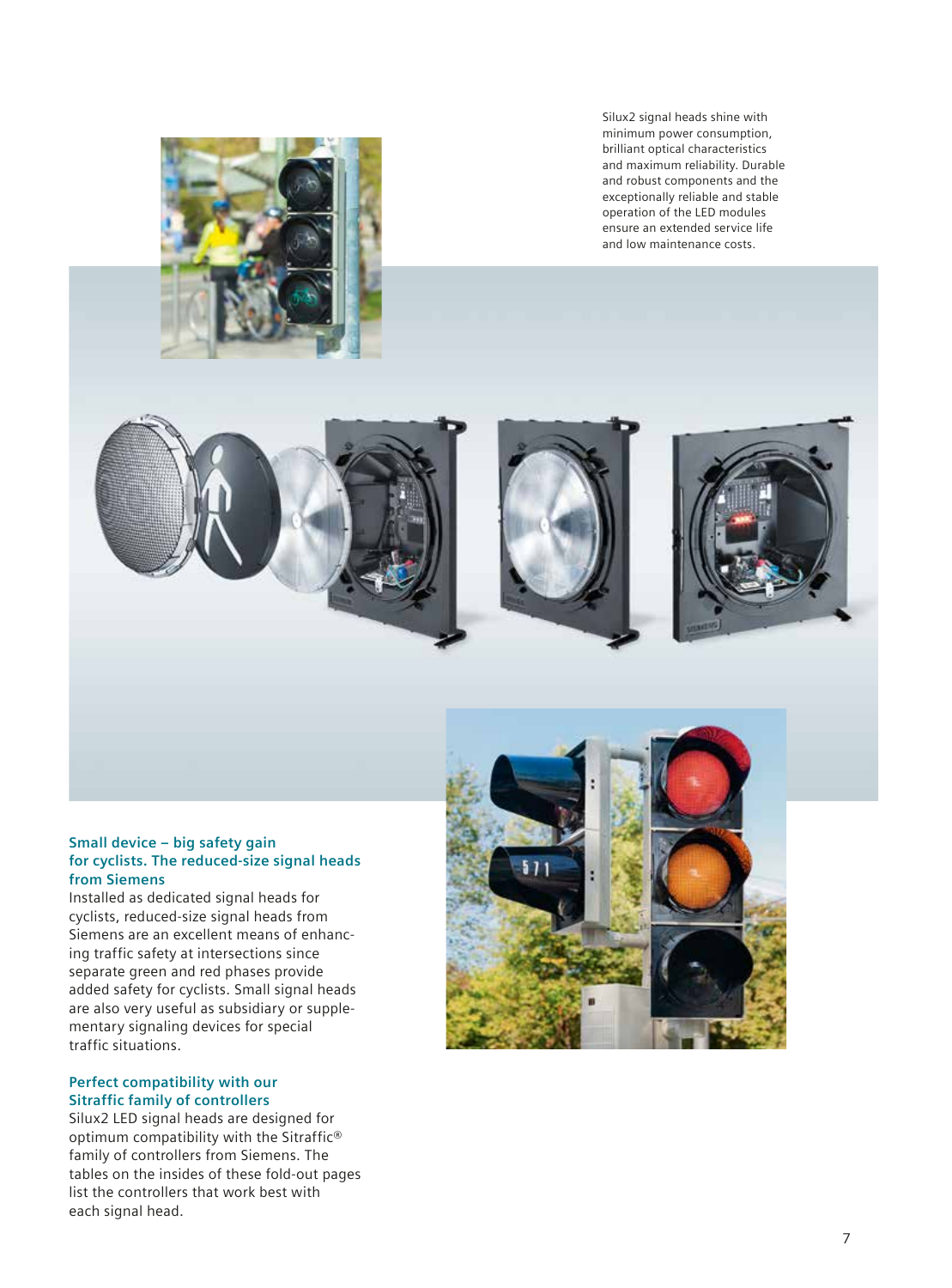Silux2 signal heads shine with minimum power consumption, brilliant optical characteristics and maximum reliability. Durable and robust components and the exceptionally reliable and stable operation of the LED modules ensure an extended service life and low maintenance costs.

## Small device – big safety gain for cyclists. The reduced-size signal heads from Siemens

Installed as dedicated signal heads for cyclists, reduced-size signal heads from Siemens are an excellent means of enhancing traffic safety at intersections since separate green and red phases provide added safety for cyclists. Small signal heads are also very useful as subsidiary or supplementary signaling devices for special traffic situations.

## Perfect compatibility with our Sitraffic family of controllers

Silux2 LED signal heads are designed for optimum compatibility with the Sitraffic® family of controllers from Siemens. The tables on the insides of these fold-out pages list the controllers that work best with each signal head.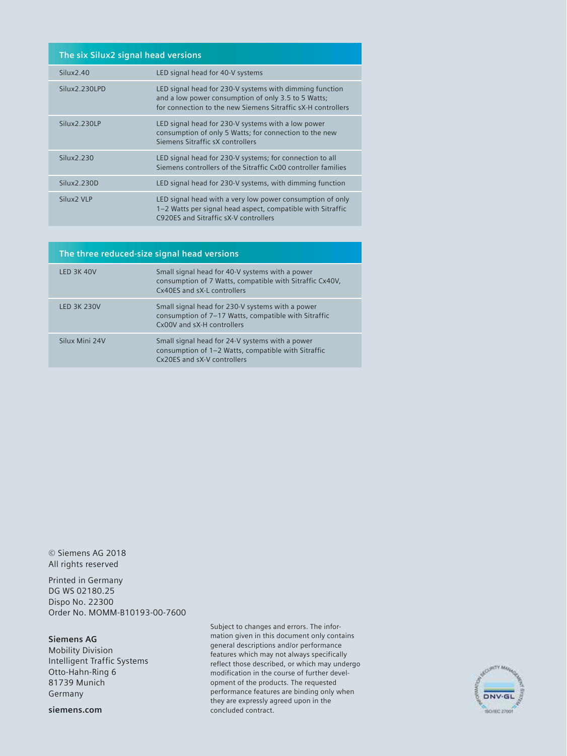| The six Silux2 signal head versions | |
|---|---|
| Silux2.40 | LED signal head for 40-V systems |
| Silux2.230LPD | LED signal head for 230-V systems with dimming function and a low power consumption of only 3.5 to 5 Watts; for connection to the new Siemens Sitraffic sX-H controllers |
| Silux2.230LP | LED signal head for 230-V systems with a low power consumption of only 5 Watts; for connection to the new Siemens Sitraffic sX controllers |
| Silux2.230 | LED signal head for 230-V systems; for connection to all Siemens controllers of the Sitraffic Cx00 controller families |
| Silux2.230D | LED signal head for 230-V systems, with dimming function |
| Silux2 VLP | LED signal head with a very low power consumption of only 1–2 Watts per signal head aspect, compatible with Sitraffic C920ES and Sitraffic sX-V controllers |

| The three reduced-size signal head versions | |
|---|---|
| LED 3K 40V | Small signal head for 40-V systems with a power consumption of 7 Watts, compatible with Sitraffic Cx40V, Cx40ES and sX-L controllers |
| LED 3K 230V | Small signal head for 230-V systems with a power consumption of 7–17 Watts, compatible with Sitraffic Cx00V and sX-H controllers |
| Silux Mini 24V | Small signal head for 24-V systems with a power consumption of 1–2 Watts, compatible with Sitraffic Cx20ES and sX-V controllers |

© Siemens AG 2018
All rights reserved

Printed in Germany
DG WS 02180.25
Dispo No. 22300
Order No. MOMM-B10193-00-7600

**Siemens AG**
Mobility Division
Intelligent Traffic Systems
Otto-Hahn-Ring 6
81739 Munich
Germany

**siemens.com**

Subject to changes and errors. The information given in this document only contains general descriptions and/or performance features which may not always specifically reflect those described, or which may undergo modification in the course of further development of the products. The requested performance features are binding only when they are expressly agreed upon in the concluded contract.

INFORMATION SECURITY MANAGEMENT SYSTEM
DNV·GL
ISO/IEC 27001